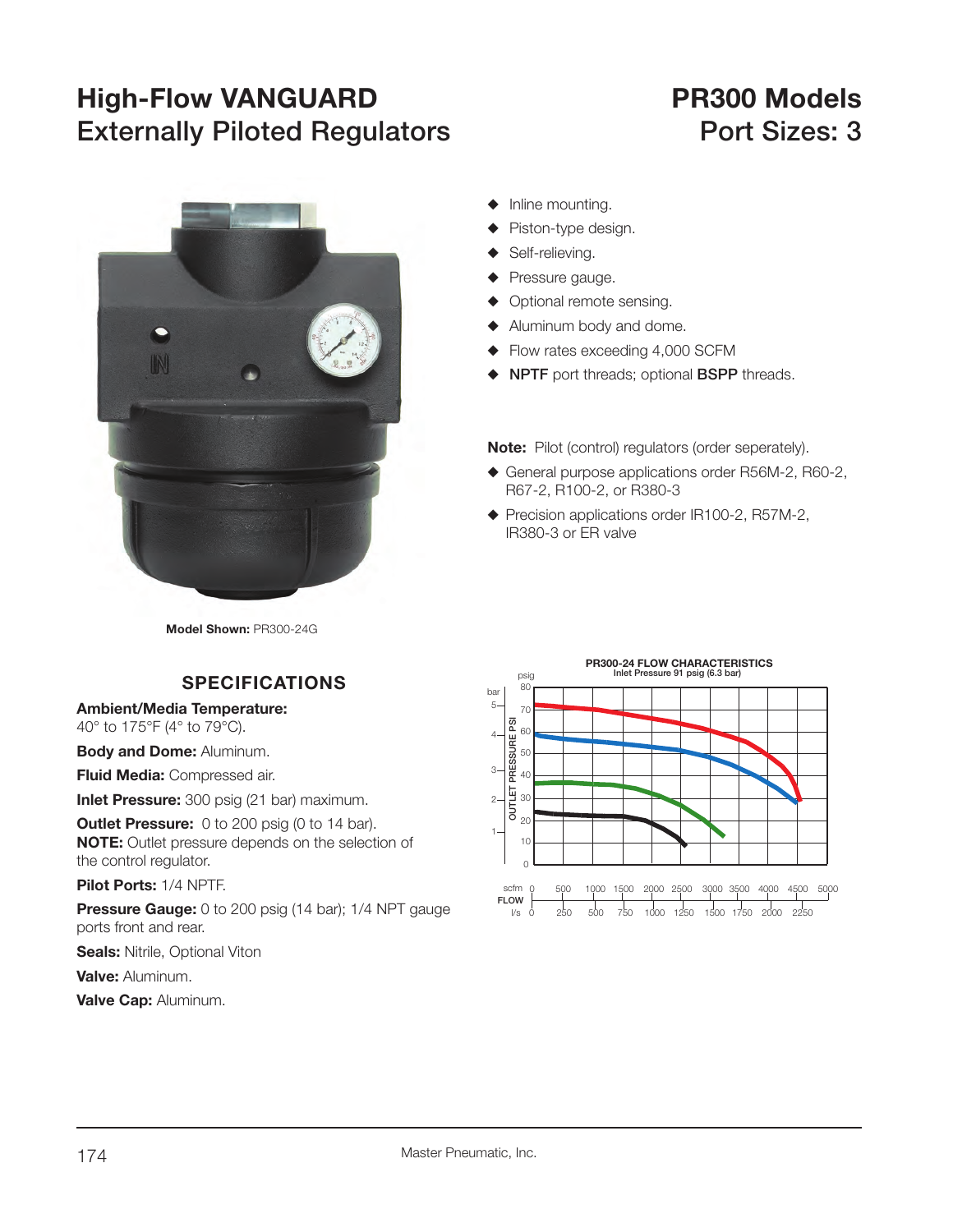# High-Flow VANGUARD Externally Piloted Regulators

# PR300 Models Port Sizes: 3

Model Shown: PR300-24G

- Inline mounting.
- Piston-type design.
- Self-relieving.
- Pressure gauge.
- Optional remote sensing.
- Aluminum body and dome.
- Flow rates exceeding 4,000 SCFM
- **NPTF** port threads; optional **BSPP** threads.

**Note:** Pilot (control) regulators (order seperately).

- General purpose applications order R56M-2, R60-2, R67-2, R100-2, or R380-3
- Precision applications order IR100-2, R57M-2, IR380-3 or ER valve

## SPECIFICATIONS

**Ambient/Media Temperature:** 40° to 175°F (4° to 79°C).

**Body and Dome:** Aluminum.

**Fluid Media:** Compressed air.

**Inlet Pressure:** 300 psig (21 bar) maximum.

**Outlet Pressure:** 0 to 200 psig (0 to 14 bar).
**NOTE:** Outlet pressure depends on the selection of the control regulator.

**Pilot Ports:** 1/4 NPTF.

**Pressure Gauge:** 0 to 200 psig (14 bar); 1/4 NPT gauge ports front and rear.

**Seals:** Nitrile, Optional Viton

**Valve:** Aluminum.

**Valve Cap:** Aluminum.

**PR300-24 FLOW CHARACTERISTICS**
Inlet Pressure 91 psig (6.3 bar)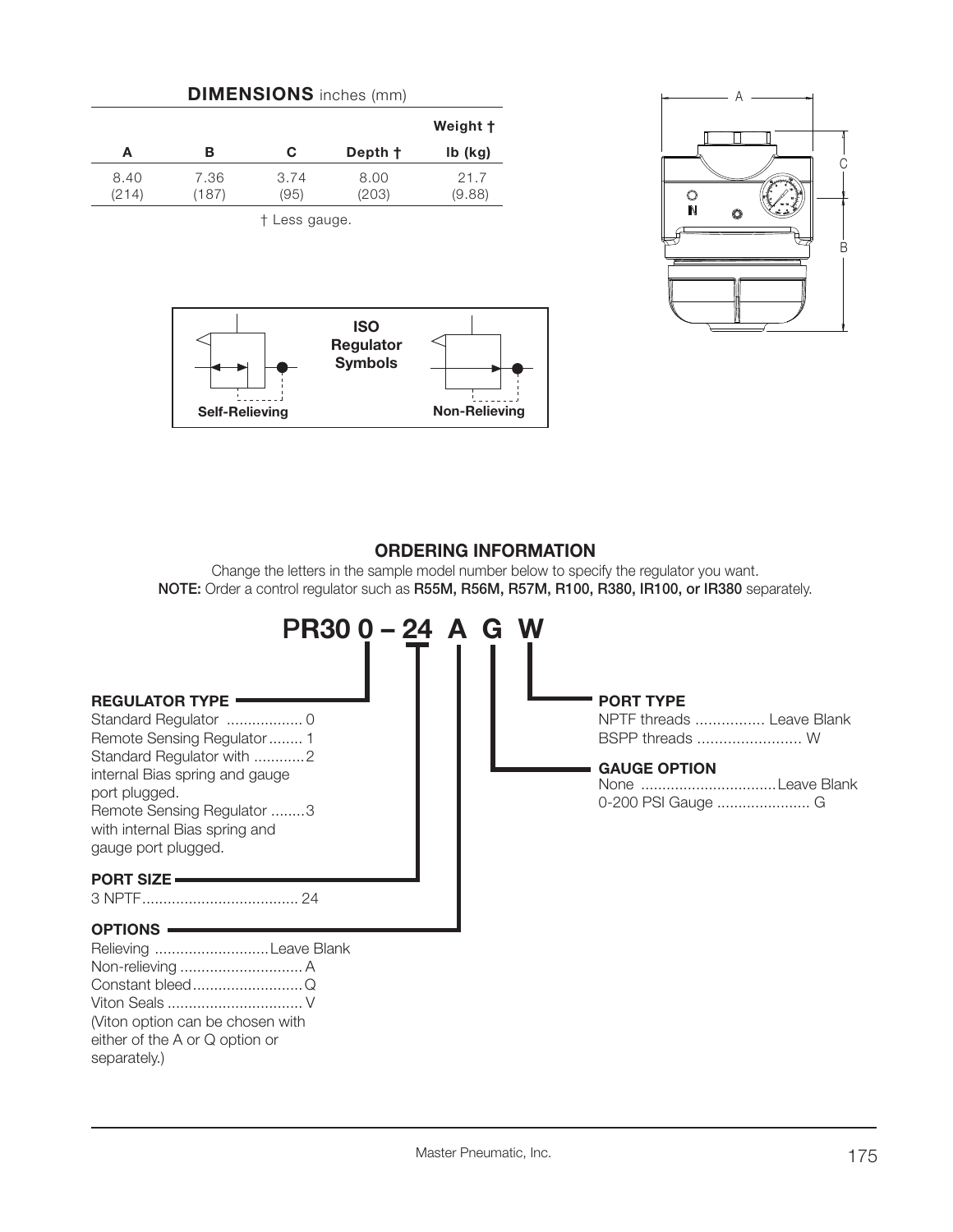## DIMENSIONS inches (mm)

| A | B | C | Depth † | Weight † lb (kg) |
|---|---|---|---|---|
| 8.40 (214) | 7.36 (187) | 3.74 (95) | 8.00 (203) | 21.7 (9.88) |

† Less gauge.

A

C

B

**ISO Regulator Symbols**

**Self-Relieving**

**Non-Relieving**

## ORDERING INFORMATION

Change the letters in the sample model number below to specify the regulator you want.

**NOTE:** Order a control regulator such as **R55M, R56M, R57M, R100, R380, IR100, or IR380** separately.

# PR30 0 – 24 A G W

**REGULATOR TYPE**

Standard Regulator .................. 0
Remote Sensing Regulator ........ 1
Standard Regulator with ............2 internal Bias spring and gauge port plugged.
Remote Sensing Regulator ........3 with internal Bias spring and gauge port plugged.

**PORT SIZE**

3 NPTF..................................... 24

**OPTIONS**

Relieving ...........................Leave Blank
Non-relieving ............................. A
Constant bleed..........................Q
Viton Seals ................................ V
(Viton option can be chosen with either of the A or Q option or separately.)

**PORT TYPE**

NPTF threads ................ Leave Blank
BSPP threads ........................ W

**GAUGE OPTION**

None ................................Leave Blank
0-200 PSI Gauge ...................... G

Master Pneumatic, Inc.